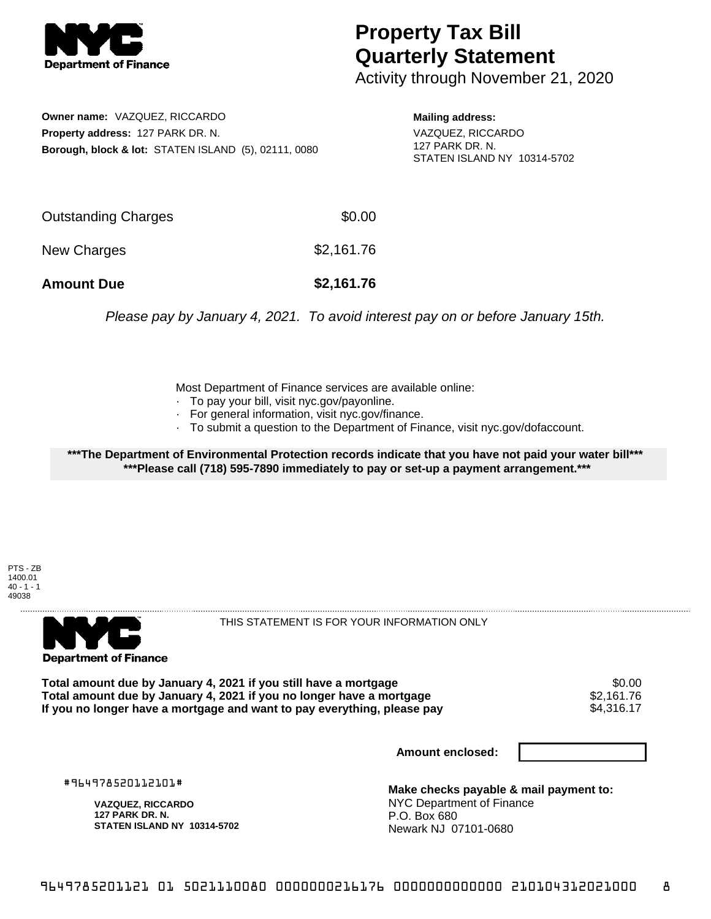# Property Tax Bill Quarterly Statement

Activity through November 21, 2020

**Owner name:** VAZQUEZ, RICCARDO
**Property address:** 127 PARK DR. N.
**Borough, block & lot:** STATEN ISLAND (5), 02111, 0080

**Mailing address:**
VAZQUEZ, RICCARDO
127 PARK DR. N.
STATEN ISLAND NY 10314-5702

| | |
|---|---|
| Outstanding Charges | $0.00 |
| New Charges | $2,161.76 |
| **Amount Due** | **$2,161.76** |

*Please pay by January 4, 2021. To avoid interest pay on or before January 15th.*

Most Department of Finance services are available online:
- To pay your bill, visit nyc.gov/payonline.
- For general information, visit nyc.gov/finance.
- To submit a question to the Department of Finance, visit nyc.gov/dofaccount.

**\*\*\*The Department of Environmental Protection records indicate that you have not paid your water bill\*\*\***
**\*\*\*Please call (718) 595-7890 immediately to pay or set-up a payment arrangement.\*\*\***

PTS - ZB
1400.01
40 - 1 - 1
49038

THIS STATEMENT IS FOR YOUR INFORMATION ONLY

| | |
|---|---|
| **Total amount due by January 4, 2021 if you still have a mortgage** | $0.00 |
| **Total amount due by January 4, 2021 if you no longer have a mortgage** | $2,161.76 |
| **If you no longer have a mortgage and want to pay everything, please pay** | $4,316.17 |

**Amount enclosed:**

#964978520112101#

**VAZQUEZ, RICCARDO**
**127 PARK DR. N.**
**STATEN ISLAND NY 10314-5702**

**Make checks payable & mail payment to:**
NYC Department of Finance
P.O. Box 680
Newark NJ 07101-0680

9649785201121 01 5021110080 0000000216176 0000000000000 210104312021000 8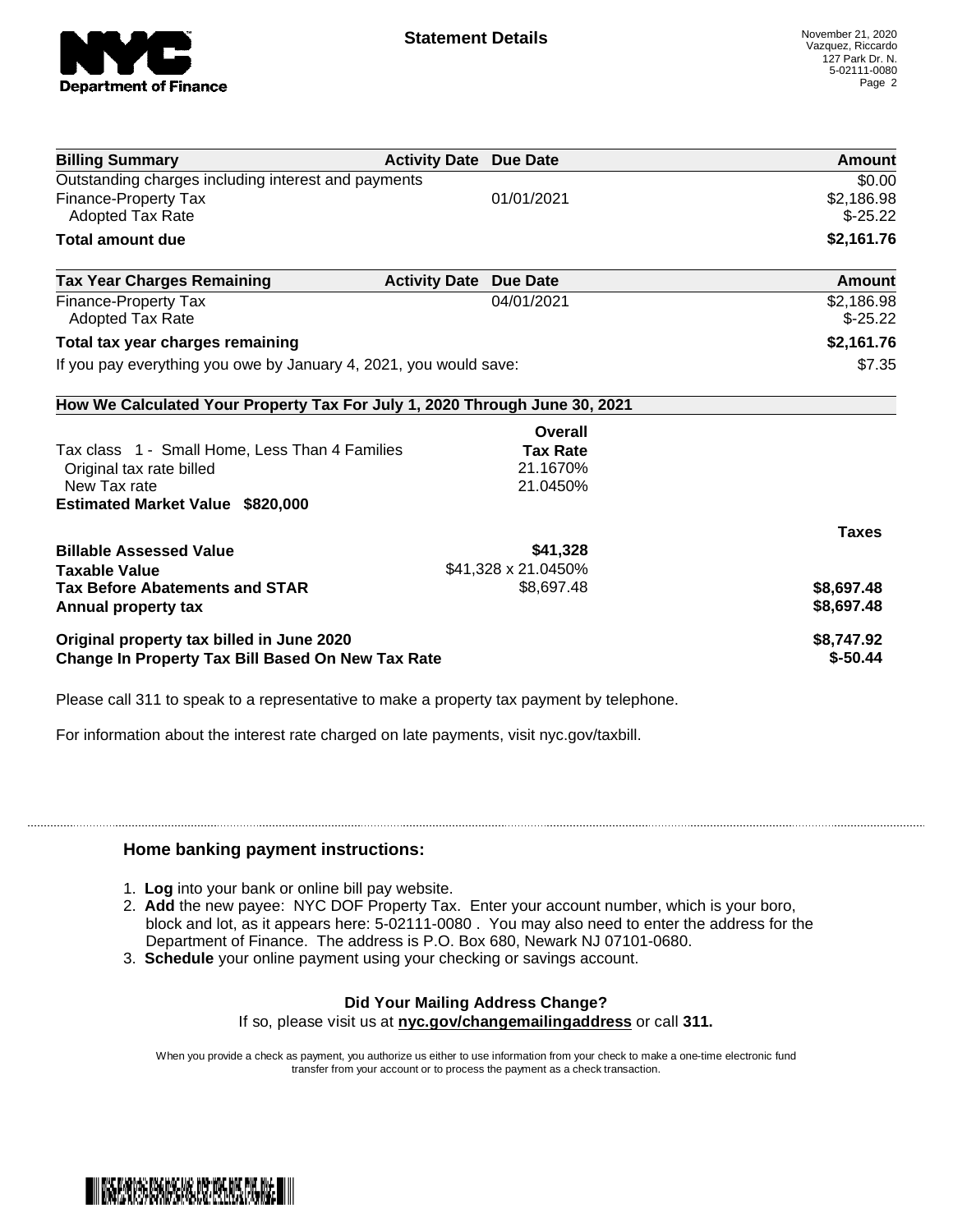**Statement Details**

November 21, 2020
Vazquez, Riccardo
127 Park Dr. N.
5-02111-0080

| Billing Summary | Activity Date | Due Date | Amount |
|---|---|---|---|
| Outstanding charges including interest and payments | | | $0.00 |
| Finance-Property Tax | | 01/01/2021 | $2,186.98 |
| Adopted Tax Rate | | | $-25.22 |
| **Total amount due** | | | **$2,161.76** |

| Tax Year Charges Remaining | Activity Date | Due Date | Amount |
|---|---|---|---|
| Finance-Property Tax | | 04/01/2021 | $2,186.98 |
| Adopted Tax Rate | | | $-25.22 |
| **Total tax year charges remaining** | | | **$2,161.76** |
| If you pay everything you owe by January 4, 2021, you would save: | | | $7.35 |

**How We Calculated Your Property Tax For July 1, 2020 Through June 30, 2021**

| | Overall Tax Rate | |
|---|---|---|
| Tax class 1 - Small Home, Less Than 4 Families | | |
| Original tax rate billed | 21.1670% | |
| New Tax rate | 21.0450% | |
| **Estimated Market Value $820,000** | | |
| | | **Taxes** |
| **Billable Assessed Value** | **$41,328** | |
| **Taxable Value** | $41,328 x 21.0450% | |
| **Tax Before Abatements and STAR** | $8,697.48 | **$8,697.48** |
| **Annual property tax** | | **$8,697.48** |
| **Original property tax billed in June 2020** | | **$8,747.92** |
| **Change In Property Tax Bill Based On New Tax Rate** | | **$-50.44** |

Please call 311 to speak to a representative to make a property tax payment by telephone.

For information about the interest rate charged on late payments, visit nyc.gov/taxbill.

## Home banking payment instructions:

1. **Log** into your bank or online bill pay website.
2. **Add** the new payee: NYC DOF Property Tax. Enter your account number, which is your boro, block and lot, as it appears here: 5-02111-0080 . You may also need to enter the address for the Department of Finance. The address is P.O. Box 680, Newark NJ 07101-0680.
3. **Schedule** your online payment using your checking or savings account.

**Did Your Mailing Address Change?**

If so, please visit us at **nyc.gov/changemailingaddress** or call **311.**

When you provide a check as payment, you authorize us either to use information from your check to make a one-time electronic fund transfer from your account or to process the payment as a check transaction.